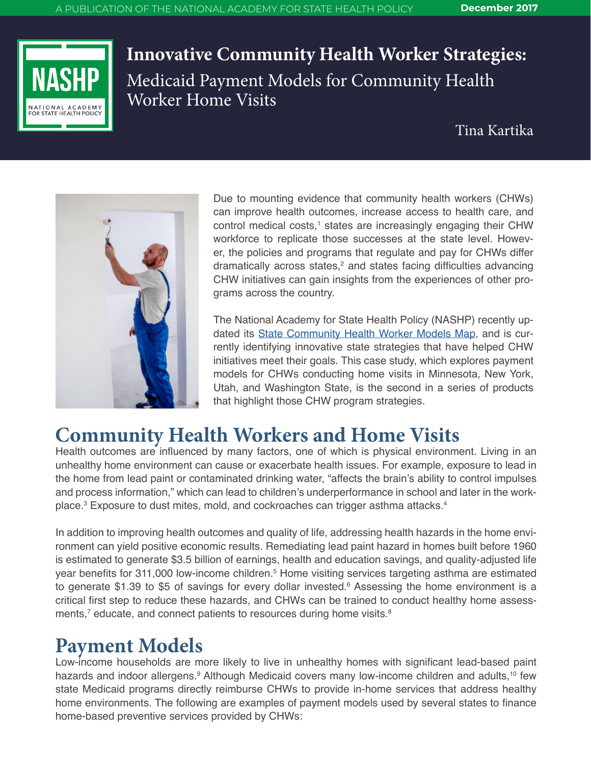# Innovative Community Health Worker Strategies: Medicaid Payment Models for Community Health Worker Home Visits

Tina Kartika

December 2017

Due to mounting evidence that community health workers (CHWs) can improve health outcomes, increase access to health care, and control medical costs,[1] states are increasingly engaging their CHW workforce to replicate those successes at the state level. However, the policies and programs that regulate and pay for CHWs differ dramatically across states,[2] and states facing difficulties advancing CHW initiatives can gain insights from the experiences of other programs across the country.

The National Academy for State Health Policy (NASHP) recently updated its State Community Health Worker Models Map, and is currently identifying innovative state strategies that have helped CHW initiatives meet their goals. This case study, which explores payment models for CHWs conducting home visits in Minnesota, New York, Utah, and Washington State, is the second in a series of products that highlight those CHW program strategies.

## Community Health Workers and Home Visits

Health outcomes are influenced by many factors, one of which is physical environment. Living in an unhealthy home environment can cause or exacerbate health issues. For example, exposure to lead in the home from lead paint or contaminated drinking water, "affects the brain's ability to control impulses and process information," which can lead to children's underperformance in school and later in the workplace.[3] Exposure to dust mites, mold, and cockroaches can trigger asthma attacks.[4]

In addition to improving health outcomes and quality of life, addressing health hazards in the home environment can yield positive economic results. Remediating lead paint hazard in homes built before 1960 is estimated to generate $3.5 billion of earnings, health and education savings, and quality-adjusted life year benefits for 311,000 low-income children.[5] Home visiting services targeting asthma are estimated to generate $1.39 to $5 of savings for every dollar invested.[6] Assessing the home environment is a critical first step to reduce these hazards, and CHWs can be trained to conduct healthy home assessments,[7] educate, and connect patients to resources during home visits.[8]

## Payment Models

Low-income households are more likely to live in unhealthy homes with significant lead-based paint hazards and indoor allergens.[9] Although Medicaid covers many low-income children and adults,[10] few state Medicaid programs directly reimburse CHWs to provide in-home services that address healthy home environments. The following are examples of payment models used by several states to finance home-based preventive services provided by CHWs: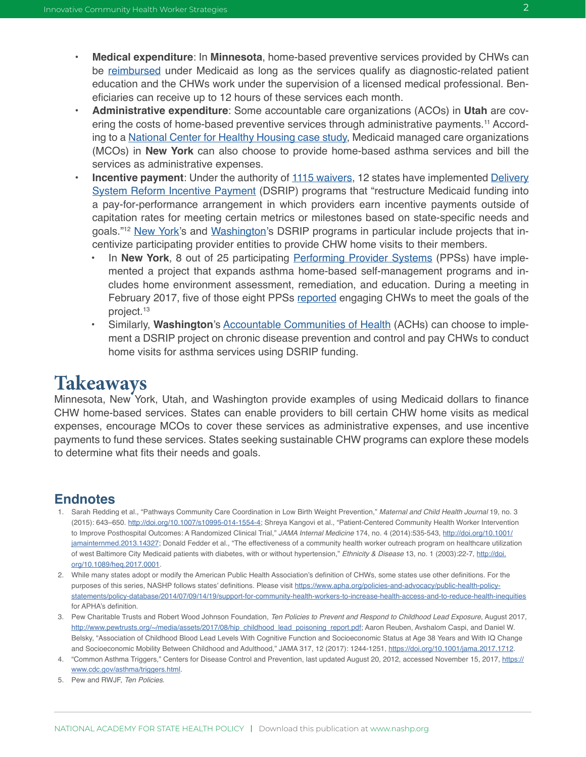- **Medical expenditure**: In **Minnesota**, home-based preventive services provided by CHWs can be reimbursed under Medicaid as long as the services qualify as diagnostic-related patient education and the CHWs work under the supervision of a licensed medical professional. Beneficiaries can receive up to 12 hours of these services each month.
- **Administrative expenditure**: Some accountable care organizations (ACOs) in **Utah** are covering the costs of home-based preventive services through administrative payments.[11] According to a National Center for Healthy Housing case study, Medicaid managed care organizations (MCOs) in **New York** can also choose to provide home-based asthma services and bill the services as administrative expenses.
- **Incentive payment**: Under the authority of 1115 waivers, 12 states have implemented Delivery System Reform Incentive Payment (DSRIP) programs that "restructure Medicaid funding into a pay-for-performance arrangement in which providers earn incentive payments outside of capitation rates for meeting certain metrics or milestones based on state-specific needs and goals."[12] New York's and Washington's DSRIP programs in particular include projects that incentivize participating provider entities to provide CHW home visits to their members.
  - In **New York**, 8 out of 25 participating Performing Provider Systems (PPSs) have implemented a project that expands asthma home-based self-management programs and includes home environment assessment, remediation, and education. During a meeting in February 2017, five of those eight PPSs reported engaging CHWs to meet the goals of the project.[13]
  - Similarly, **Washington**'s Accountable Communities of Health (ACHs) can choose to implement a DSRIP project on chronic disease prevention and control and pay CHWs to conduct home visits for asthma services using DSRIP funding.

# Takeaways

Minnesota, New York, Utah, and Washington provide examples of using Medicaid dollars to finance CHW home-based services. States can enable providers to bill certain CHW home visits as medical expenses, encourage MCOs to cover these services as administrative expenses, and use incentive payments to fund these services. States seeking sustainable CHW programs can explore these models to determine what fits their needs and goals.

## Endnotes

1. Sarah Redding et al., "Pathways Community Care Coordination in Low Birth Weight Prevention," *Maternal and Child Health Journal* 19, no. 3 (2015): 643–650. http://doi.org/10.1007/s10995-014-1554-4; Shreya Kangovi et al., "Patient-Centered Community Health Worker Intervention to Improve Posthospital Outcomes: A Randomized Clinical Trial," *JAMA Internal Medicine* 174, no. 4 (2014):535-543, http://doi.org/10.1001/jamainternmed.2013.14327; Donald Fedder et al., "The effectiveness of a community health worker outreach program on healthcare utilization of west Baltimore City Medicaid patients with diabetes, with or without hypertension," *Ethnicity & Disease* 13, no. 1 (2003):22-7, http://doi.org/10.1089/heq.2017.0001.
2. While many states adopt or modify the American Public Health Association's definition of CHWs, some states use other definitions. For the purposes of this series, NASHP follows states' definitions. Please visit https://www.apha.org/policies-and-advocacy/public-health-policy-statements/policy-database/2014/07/09/14/19/support-for-community-health-workers-to-increase-health-access-and-to-reduce-health-inequities for APHA's definition.
3. Pew Charitable Trusts and Robert Wood Johnson Foundation, *Ten Policies to Prevent and Respond to Childhood Lead Exposure*, August 2017, http://www.pewtrusts.org/~/media/assets/2017/08/hip_childhood_lead_poisoning_report.pdf; Aaron Reuben, Avshalom Caspi, and Daniel W. Belsky, "Association of Childhood Blood Lead Levels With Cognitive Function and Socioeconomic Status at Age 38 Years and With IQ Change and Socioeconomic Mobility Between Childhood and Adulthood," JAMA 317, 12 (2017): 1244-1251, https://doi.org/10.1001/jama.2017.1712.
4. "Common Asthma Triggers," Centers for Disease Control and Prevention, last updated August 20, 2012, accessed November 15, 2017, https://www.cdc.gov/asthma/triggers.html.
5. Pew and RWJF, *Ten Policies*.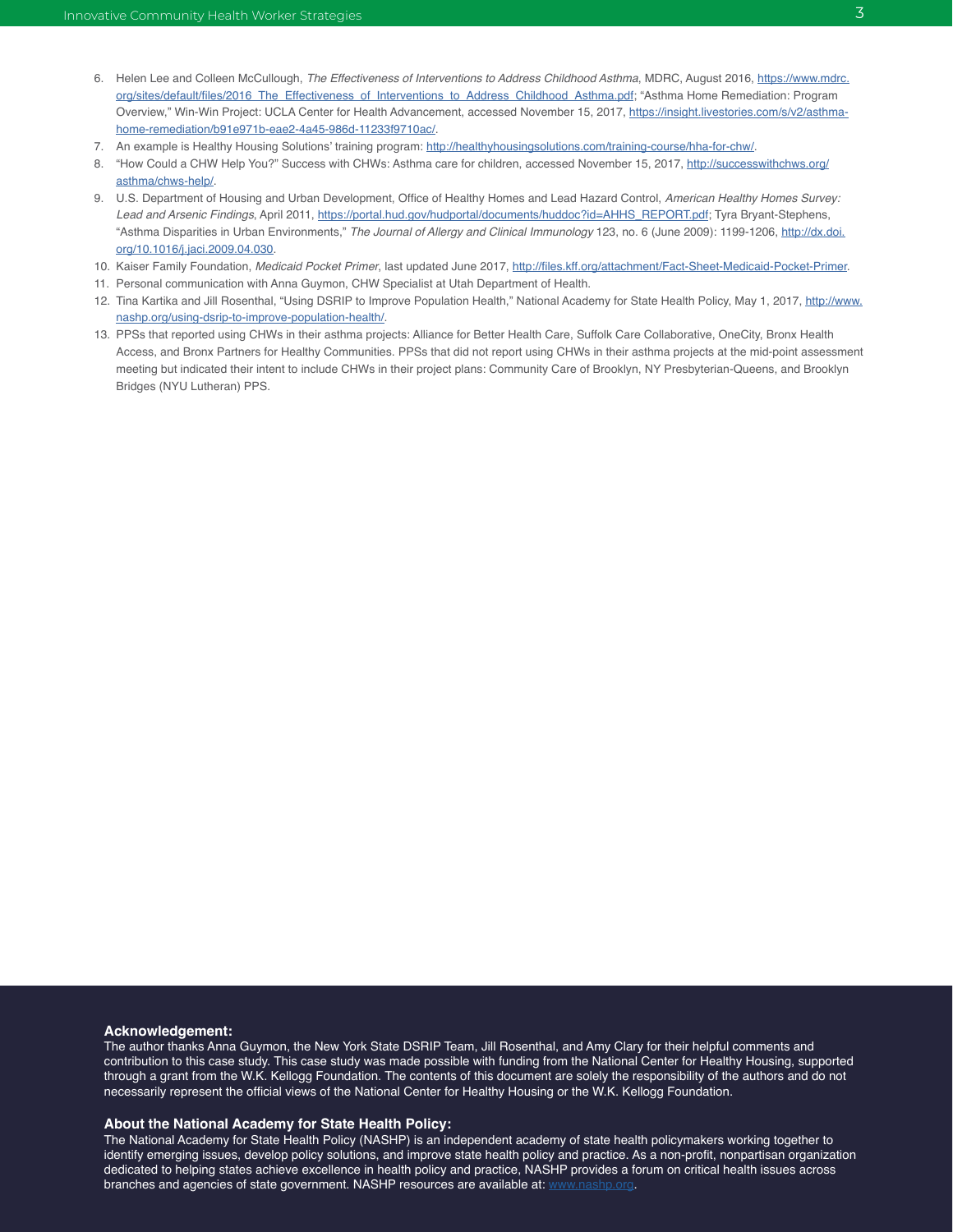6. Helen Lee and Colleen McCullough, *The Effectiveness of Interventions to Address Childhood Asthma*, MDRC, August 2016, https://www.mdrc.org/sites/default/files/2016_The_Effectiveness_of_Interventions_to_Address_Childhood_Asthma.pdf; "Asthma Home Remediation: Program Overview," Win-Win Project: UCLA Center for Health Advancement, accessed November 15, 2017, https://insight.livestories.com/s/v2/asthma-home-remediation/b91e971b-eae2-4a45-986d-11233f9710ac/.
7. An example is Healthy Housing Solutions' training program: http://healthyhousingsolutions.com/training-course/hha-for-chw/.
8. "How Could a CHW Help You?" Success with CHWs: Asthma care for children, accessed November 15, 2017, http://successwithchws.org/asthma/chws-help/.
9. U.S. Department of Housing and Urban Development, Office of Healthy Homes and Lead Hazard Control, *American Healthy Homes Survey: Lead and Arsenic Findings*, April 2011, https://portal.hud.gov/hudportal/documents/huddoc?id=AHHS_REPORT.pdf; Tyra Bryant-Stephens, "Asthma Disparities in Urban Environments," *The Journal of Allergy and Clinical Immunology* 123, no. 6 (June 2009): 1199-1206, http://dx.doi.org/10.1016/j.jaci.2009.04.030.
10. Kaiser Family Foundation, *Medicaid Pocket Primer*, last updated June 2017, http://files.kff.org/attachment/Fact-Sheet-Medicaid-Pocket-Primer.
11. Personal communication with Anna Guymon, CHW Specialist at Utah Department of Health.
12. Tina Kartika and Jill Rosenthal, "Using DSRIP to Improve Population Health," National Academy for State Health Policy, May 1, 2017, http://www.nashp.org/using-dsrip-to-improve-population-health/.
13. PPSs that reported using CHWs in their asthma projects: Alliance for Better Health Care, Suffolk Care Collaborative, OneCity, Bronx Health Access, and Bronx Partners for Healthy Communities. PPSs that did not report using CHWs in their asthma projects at the mid-point assessment meeting but indicated their intent to include CHWs in their project plans: Community Care of Brooklyn, NY Presbyterian-Queens, and Brooklyn Bridges (NYU Lutheran) PPS.

**Acknowledgement:**

The author thanks Anna Guymon, the New York State DSRIP Team, Jill Rosenthal, and Amy Clary for their helpful comments and contribution to this case study. This case study was made possible with funding from the National Center for Healthy Housing, supported through a grant from the W.K. Kellogg Foundation. The contents of this document are solely the responsibility of the authors and do not necessarily represent the official views of the National Center for Healthy Housing or the W.K. Kellogg Foundation.

**About the National Academy for State Health Policy:**

The National Academy for State Health Policy (NASHP) is an independent academy of state health policymakers working together to identify emerging issues, develop policy solutions, and improve state health policy and practice. As a non-profit, nonpartisan organization dedicated to helping states achieve excellence in health policy and practice, NASHP provides a forum on critical health issues across branches and agencies of state government. NASHP resources are available at: www.nashp.org.